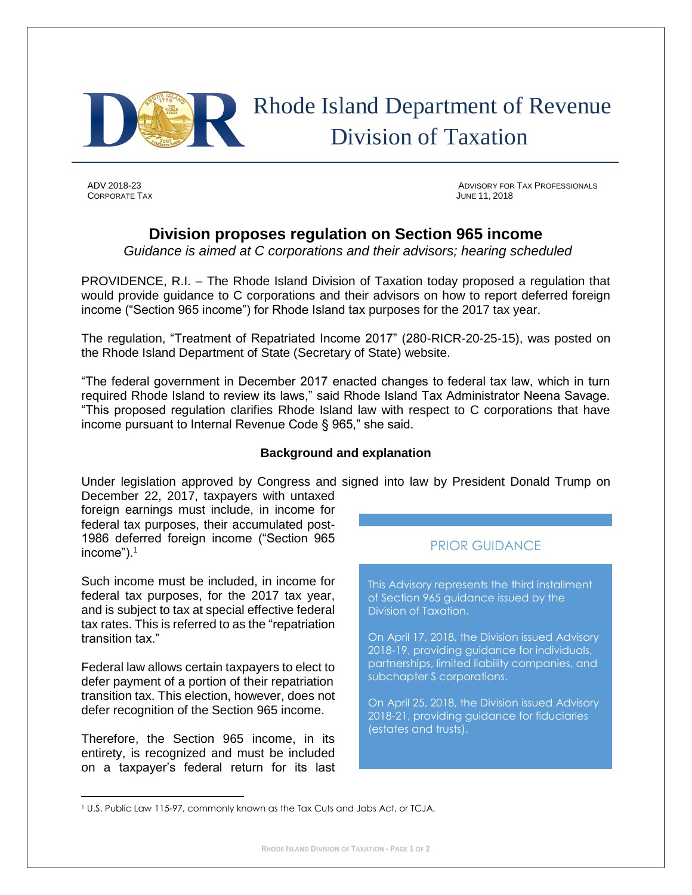# Rhode Island Department of Revenue Division of Taxation

ADV 2018-23
CORPORATE TAX

ADVISORY FOR TAX PROFESSIONALS
JUNE 11, 2018

## Division proposes regulation on Section 965 income

*Guidance is aimed at C corporations and their advisors; hearing scheduled*

PROVIDENCE, R.I. – The Rhode Island Division of Taxation today proposed a regulation that would provide guidance to C corporations and their advisors on how to report deferred foreign income ("Section 965 income") for Rhode Island tax purposes for the 2017 tax year.

The regulation, "Treatment of Repatriated Income 2017" (280-RICR-20-25-15), was posted on the Rhode Island Department of State (Secretary of State) website.

"The federal government in December 2017 enacted changes to federal tax law, which in turn required Rhode Island to review its laws," said Rhode Island Tax Administrator Neena Savage. "This proposed regulation clarifies Rhode Island law with respect to C corporations that have income pursuant to Internal Revenue Code § 965," she said.

### Background and explanation

Under legislation approved by Congress and signed into law by President Donald Trump on December 22, 2017, taxpayers with untaxed foreign earnings must include, in income for federal tax purposes, their accumulated post-1986 deferred foreign income ("Section 965 income").[1]

Such income must be included, in income for federal tax purposes, for the 2017 tax year, and is subject to tax at special effective federal tax rates. This is referred to as the "repatriation transition tax."

Federal law allows certain taxpayers to elect to defer payment of a portion of their repatriation transition tax. This election, however, does not defer recognition of the Section 965 income.

Therefore, the Section 965 income, in its entirety, is recognized and must be included on a taxpayer's federal return for its last

> **PRIOR GUIDANCE**
>
> This Advisory represents the third installment of Section 965 guidance issued by the Division of Taxation.
>
> On April 17, 2018, the Division issued Advisory 2018-19, providing guidance for individuals, partnerships, limited liability companies, and subchapter S corporations.
>
> On April 25, 2018, the Division issued Advisory 2018-21, providing guidance for fiduciaries (estates and trusts).

[1] U.S. Public Law 115-97, commonly known as the Tax Cuts and Jobs Act, or TCJA.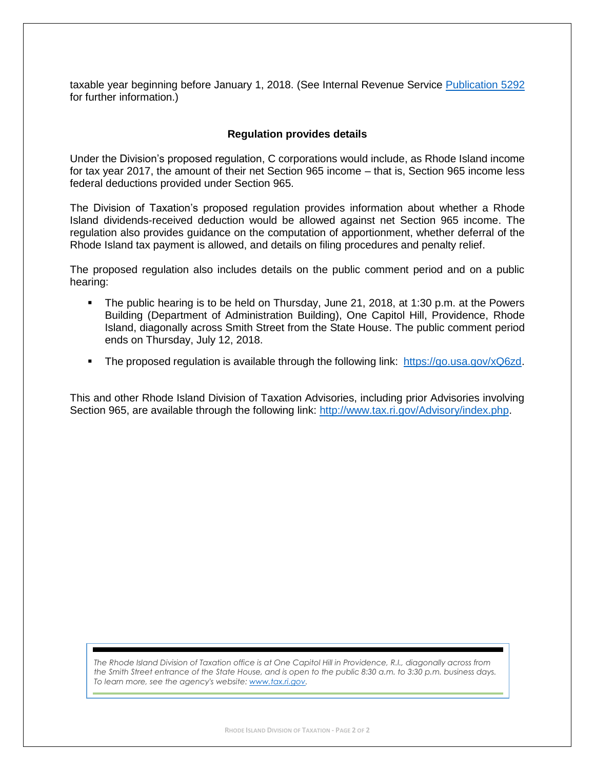taxable year beginning before January 1, 2018. (See Internal Revenue Service [Publication 5292](#) for further information.)

### Regulation provides details

Under the Division's proposed regulation, C corporations would include, as Rhode Island income for tax year 2017, the amount of their net Section 965 income – that is, Section 965 income less federal deductions provided under Section 965.

The Division of Taxation's proposed regulation provides information about whether a Rhode Island dividends-received deduction would be allowed against net Section 965 income. The regulation also provides guidance on the computation of apportionment, whether deferral of the Rhode Island tax payment is allowed, and details on filing procedures and penalty relief.

The proposed regulation also includes details on the public comment period and on a public hearing:

- The public hearing is to be held on Thursday, June 21, 2018, at 1:30 p.m. at the Powers Building (Department of Administration Building), One Capitol Hill, Providence, Rhode Island, diagonally across Smith Street from the State House. The public comment period ends on Thursday, July 12, 2018.
- The proposed regulation is available through the following link: https://go.usa.gov/xQ6zd.

This and other Rhode Island Division of Taxation Advisories, including prior Advisories involving Section 965, are available through the following link: http://www.tax.ri.gov/Advisory/index.php.

*The Rhode Island Division of Taxation office is at One Capitol Hill in Providence, R.I., diagonally across from the Smith Street entrance of the State House, and is open to the public 8:30 a.m. to 3:30 p.m. business days. To learn more, see the agency's website: www.tax.ri.gov.*